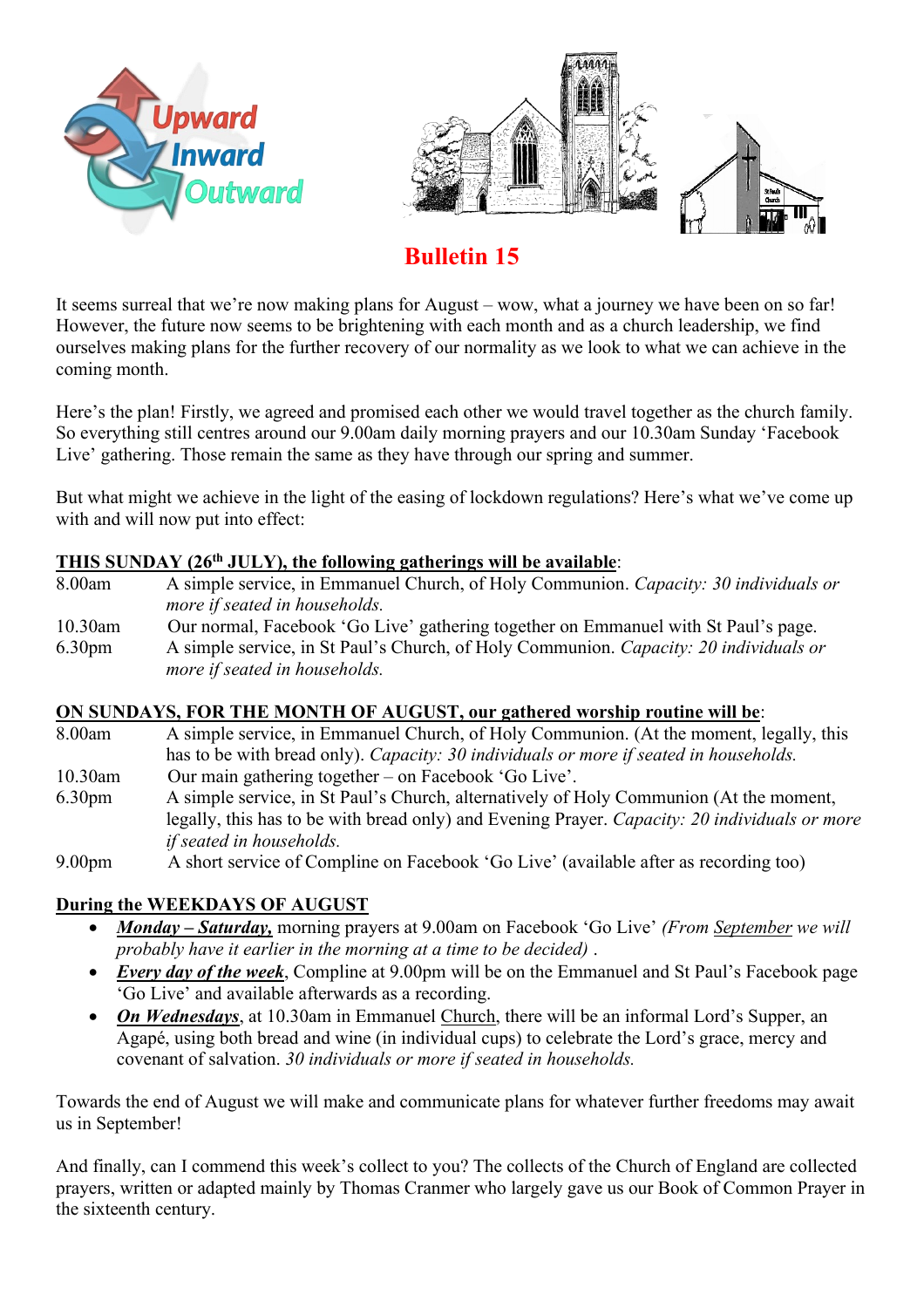Upward
Inward
Outward

# Bulletin 15

It seems surreal that we're now making plans for August – wow, what a journey we have been on so far! However, the future now seems to be brightening with each month and as a church leadership, we find ourselves making plans for the further recovery of our normality as we look to what we can achieve in the coming month.

Here's the plan! Firstly, we agreed and promised each other we would travel together as the church family. So everything still centres around our 9.00am daily morning prayers and our 10.30am Sunday 'Facebook Live' gathering. Those remain the same as they have through our spring and summer.

But what might we achieve in the light of the easing of lockdown regulations? Here's what we've come up with and will now put into effect:

**THIS SUNDAY (26th JULY), the following gatherings will be available**:

| | |
|---|---|
| 8.00am | A simple service, in Emmanuel Church, of Holy Communion. *Capacity: 30 individuals or more if seated in households.* |
| 10.30am | Our normal, Facebook 'Go Live' gathering together on Emmanuel with St Paul's page. |
| 6.30pm | A simple service, in St Paul's Church, of Holy Communion. *Capacity: 20 individuals or more if seated in households.* |

**ON SUNDAYS, FOR THE MONTH OF AUGUST, our gathered worship routine will be**:

| | |
|---|---|
| 8.00am | A simple service, in Emmanuel Church, of Holy Communion. (At the moment, legally, this has to be with bread only). *Capacity: 30 individuals or more if seated in households.* |
| 10.30am | Our main gathering together – on Facebook 'Go Live'. |
| 6.30pm | A simple service, in St Paul's Church, alternatively of Holy Communion (At the moment, legally, this has to be with bread only) and Evening Prayer. *Capacity: 20 individuals or more if seated in households.* |
| 9.00pm | A short service of Compline on Facebook 'Go Live' (available after as recording too) |

**During the WEEKDAYS OF AUGUST**

- ***Monday – Saturday,*** morning prayers at 9.00am on Facebook 'Go Live' *(From September we will probably have it earlier in the morning at a time to be decided)* .
- ***Every day of the week***, Compline at 9.00pm will be on the Emmanuel and St Paul's Facebook page 'Go Live' and available afterwards as a recording.
- ***On Wednesdays***, at 10.30am in Emmanuel Church, there will be an informal Lord's Supper, an Agapé, using both bread and wine (in individual cups) to celebrate the Lord's grace, mercy and covenant of salvation. *30 individuals or more if seated in households.*

Towards the end of August we will make and communicate plans for whatever further freedoms may await us in September!

And finally, can I commend this week's collect to you? The collects of the Church of England are collected prayers, written or adapted mainly by Thomas Cranmer who largely gave us our Book of Common Prayer in the sixteenth century.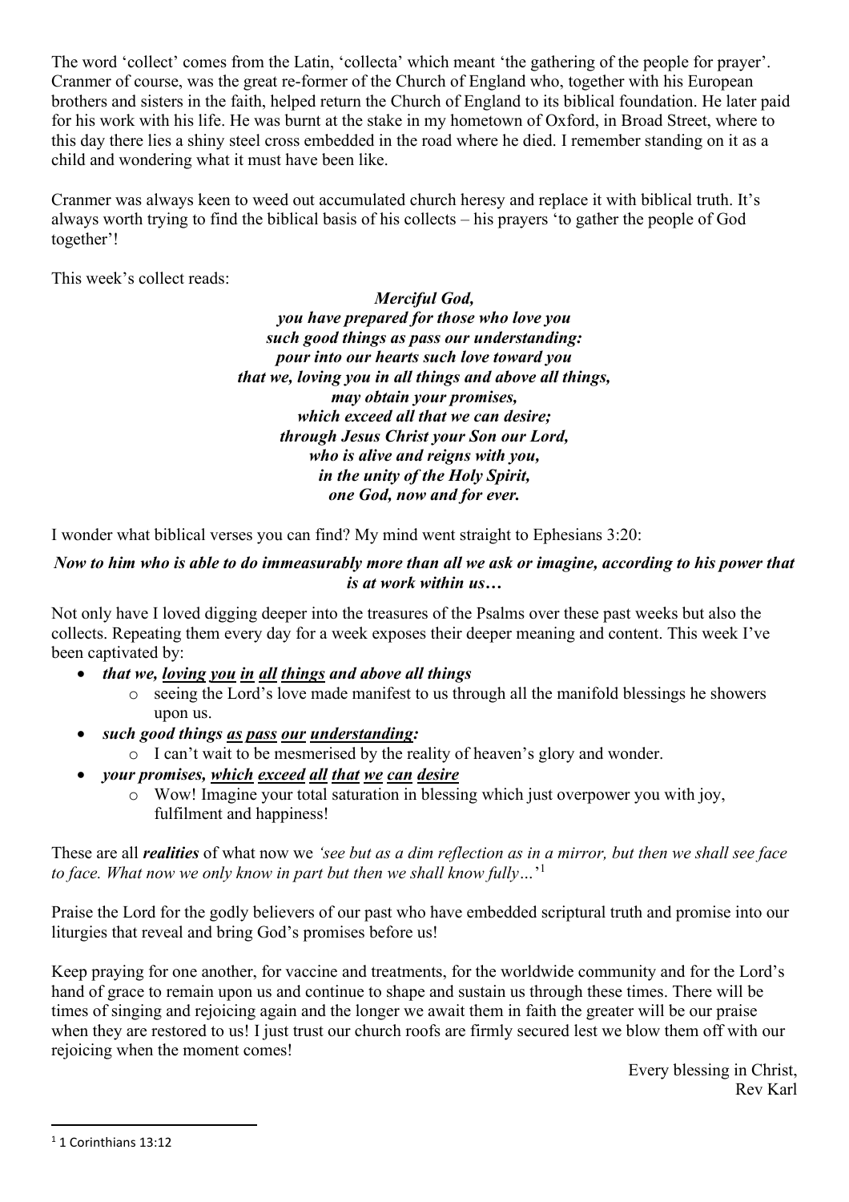The word 'collect' comes from the Latin, 'collecta' which meant 'the gathering of the people for prayer'. Cranmer of course, was the great re-former of the Church of England who, together with his European brothers and sisters in the faith, helped return the Church of England to its biblical foundation. He later paid for his work with his life. He was burnt at the stake in my hometown of Oxford, in Broad Street, where to this day there lies a shiny steel cross embedded in the road where he died. I remember standing on it as a child and wondering what it must have been like.

Cranmer was always keen to weed out accumulated church heresy and replace it with biblical truth. It's always worth trying to find the biblical basis of his collects – his prayers 'to gather the people of God together'!

This week's collect reads:

***Merciful God,***
***you have prepared for those who love you***
***such good things as pass our understanding:***
***pour into our hearts such love toward you***
***that we, loving you in all things and above all things,***
***may obtain your promises,***
***which exceed all that we can desire;***
***through Jesus Christ your Son our Lord,***
***who is alive and reigns with you,***
***in the unity of the Holy Spirit,***
***one God, now and for ever.***

I wonder what biblical verses you can find? My mind went straight to Ephesians 3:20:

***Now to him who is able to do immeasurably more than all we ask or imagine, according to his power that is at work within us…***

Not only have I loved digging deeper into the treasures of the Psalms over these past weeks but also the collects. Repeating them every day for a week exposes their deeper meaning and content. This week I've been captivated by:

- ***that we, <u>loving</u> <u>you</u> <u>in</u> <u>all</u> <u>things</u> and above all things***
    - seeing the Lord's love made manifest to us through all the manifold blessings he showers upon us.
- ***such good things <u>as</u> <u>pass</u> <u>our</u> <u>understanding</u>:***
    - I can't wait to be mesmerised by the reality of heaven's glory and wonder.
- ***your promises, <u>which</u> <u>exceed</u> <u>all</u> <u>that</u> <u>we</u> <u>can</u> <u>desire</u>***
    - Wow! Imagine your total saturation in blessing which just overpower you with joy, fulfilment and happiness!

These are all ***realities*** of what now we *'see but as a dim reflection as in a mirror, but then we shall see face to face. What now we only know in part but then we shall know fully…'*[1]

Praise the Lord for the godly believers of our past who have embedded scriptural truth and promise into our liturgies that reveal and bring God's promises before us!

Keep praying for one another, for vaccine and treatments, for the worldwide community and for the Lord's hand of grace to remain upon us and continue to shape and sustain us through these times. There will be times of singing and rejoicing again and the longer we await them in faith the greater will be our praise when they are restored to us! I just trust our church roofs are firmly secured lest we blow them off with our rejoicing when the moment comes!

Every blessing in Christ,
Rev Karl

[1] 1 Corinthians 13:12